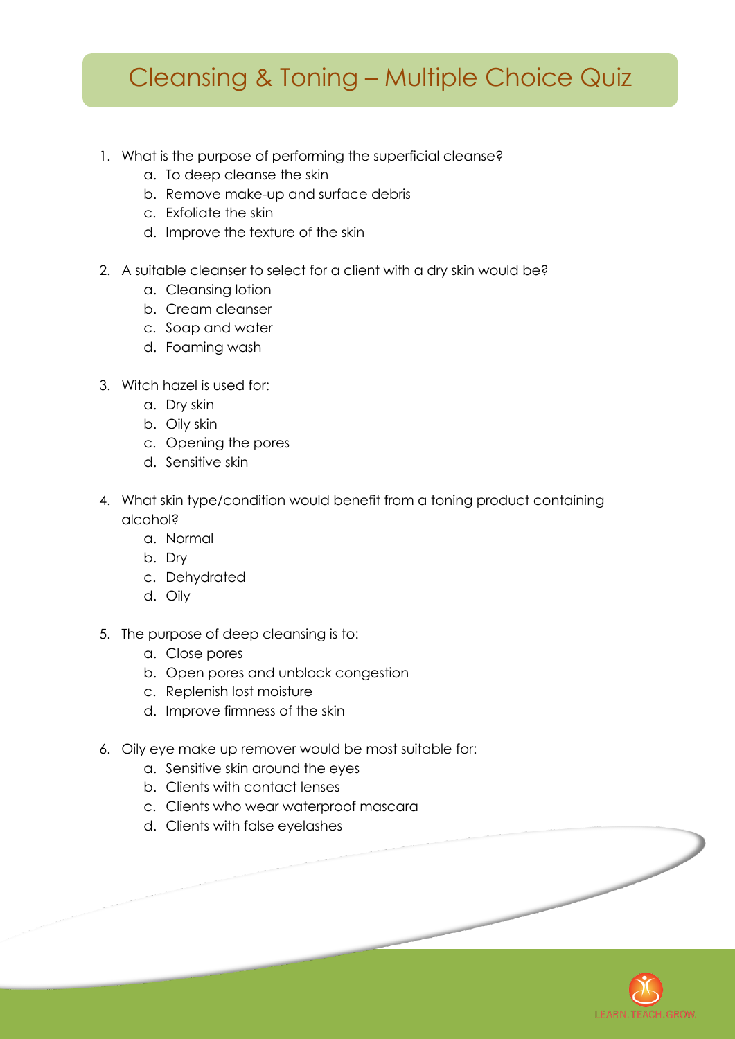# Cleansing & Toning – Multiple Choice Quiz

1. What is the purpose of performing the superficial cleanse?
    a. To deep cleanse the skin
    b. Remove make-up and surface debris
    c. Exfoliate the skin
    d. Improve the texture of the skin

2. A suitable cleanser to select for a client with a dry skin would be?
    a. Cleansing lotion
    b. Cream cleanser
    c. Soap and water
    d. Foaming wash

3. Witch hazel is used for:
    a. Dry skin
    b. Oily skin
    c. Opening the pores
    d. Sensitive skin

4. What skin type/condition would benefit from a toning product containing alcohol?
    a. Normal
    b. Dry
    c. Dehydrated
    d. Oily

5. The purpose of deep cleansing is to:
    a. Close pores
    b. Open pores and unblock congestion
    c. Replenish lost moisture
    d. Improve firmness of the skin

6. Oily eye make up remover would be most suitable for:
    a. Sensitive skin around the eyes
    b. Clients with contact lenses
    c. Clients who wear waterproof mascara
    d. Clients with false eyelashes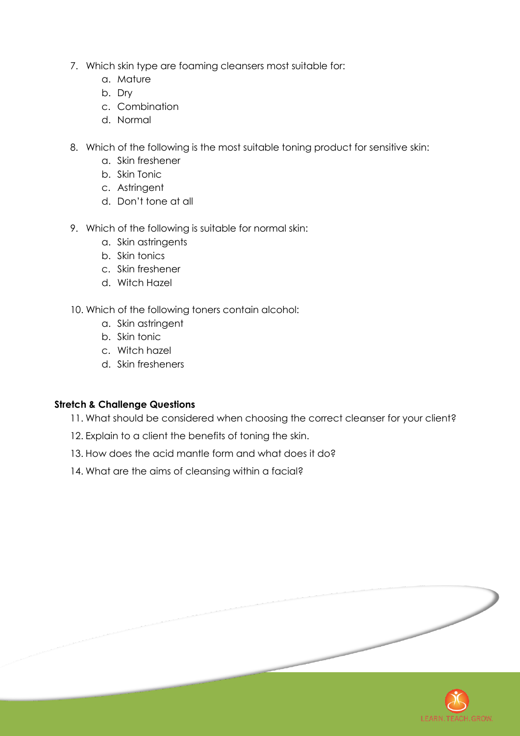7. Which skin type are foaming cleansers most suitable for:
    a. Mature
    b. Dry
    c. Combination
    d. Normal

8. Which of the following is the most suitable toning product for sensitive skin:
    a. Skin freshener
    b. Skin Tonic
    c. Astringent
    d. Don't tone at all

9. Which of the following is suitable for normal skin:
    a. Skin astringents
    b. Skin tonics
    c. Skin freshener
    d. Witch Hazel

10. Which of the following toners contain alcohol:
    a. Skin astringent
    b. Skin tonic
    c. Witch hazel
    d. Skin fresheners

**Stretch & Challenge Questions**

11. What should be considered when choosing the correct cleanser for your client?
12. Explain to a client the benefits of toning the skin.
13. How does the acid mantle form and what does it do?
14. What are the aims of cleansing within a facial?